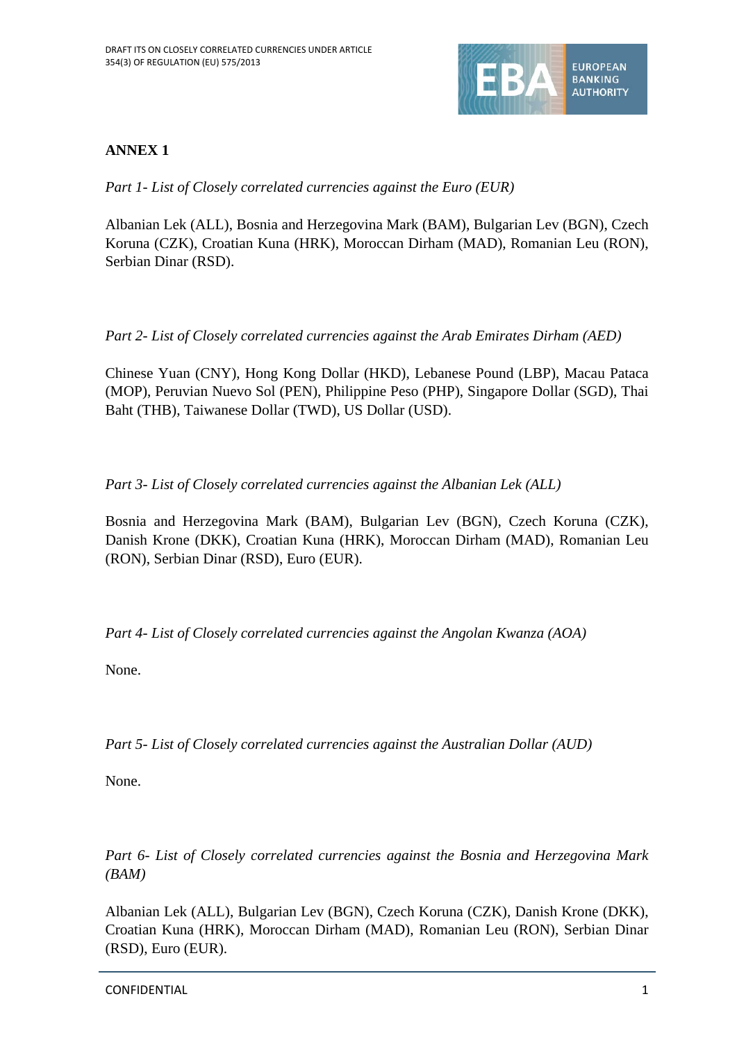## ANNEX 1

*Part 1- List of Closely correlated currencies against the Euro (EUR)*

Albanian Lek (ALL), Bosnia and Herzegovina Mark (BAM), Bulgarian Lev (BGN), Czech Koruna (CZK), Croatian Kuna (HRK), Moroccan Dirham (MAD), Romanian Leu (RON), Serbian Dinar (RSD).

*Part 2- List of Closely correlated currencies against the Arab Emirates Dirham (AED)*

Chinese Yuan (CNY), Hong Kong Dollar (HKD), Lebanese Pound (LBP), Macau Pataca (MOP), Peruvian Nuevo Sol (PEN), Philippine Peso (PHP), Singapore Dollar (SGD), Thai Baht (THB), Taiwanese Dollar (TWD), US Dollar (USD).

*Part 3- List of Closely correlated currencies against the Albanian Lek (ALL)*

Bosnia and Herzegovina Mark (BAM), Bulgarian Lev (BGN), Czech Koruna (CZK), Danish Krone (DKK), Croatian Kuna (HRK), Moroccan Dirham (MAD), Romanian Leu (RON), Serbian Dinar (RSD), Euro (EUR).

*Part 4- List of Closely correlated currencies against the Angolan Kwanza (AOA)*

None.

*Part 5- List of Closely correlated currencies against the Australian Dollar (AUD)*

None.

*Part 6- List of Closely correlated currencies against the Bosnia and Herzegovina Mark (BAM)*

Albanian Lek (ALL), Bulgarian Lev (BGN), Czech Koruna (CZK), Danish Krone (DKK), Croatian Kuna (HRK), Moroccan Dirham (MAD), Romanian Leu (RON), Serbian Dinar (RSD), Euro (EUR).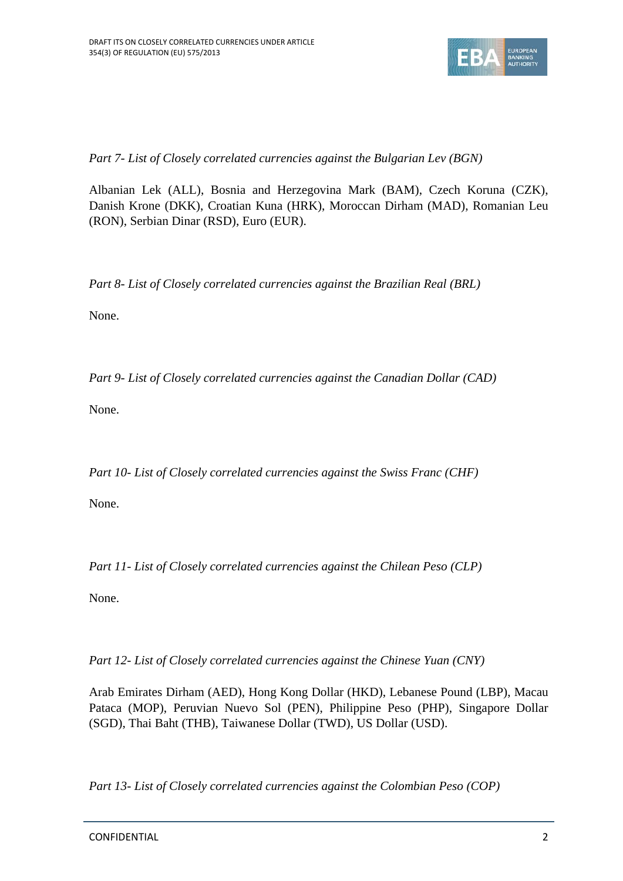*Part 7- List of Closely correlated currencies against the Bulgarian Lev (BGN)*

Albanian Lek (ALL), Bosnia and Herzegovina Mark (BAM), Czech Koruna (CZK), Danish Krone (DKK), Croatian Kuna (HRK), Moroccan Dirham (MAD), Romanian Leu (RON), Serbian Dinar (RSD), Euro (EUR).

*Part 8- List of Closely correlated currencies against the Brazilian Real (BRL)*

None.

*Part 9- List of Closely correlated currencies against the Canadian Dollar (CAD)*

None.

*Part 10- List of Closely correlated currencies against the Swiss Franc (CHF)*

None.

*Part 11- List of Closely correlated currencies against the Chilean Peso (CLP)*

None.

*Part 12- List of Closely correlated currencies against the Chinese Yuan (CNY)*

Arab Emirates Dirham (AED), Hong Kong Dollar (HKD), Lebanese Pound (LBP), Macau Pataca (MOP), Peruvian Nuevo Sol (PEN), Philippine Peso (PHP), Singapore Dollar (SGD), Thai Baht (THB), Taiwanese Dollar (TWD), US Dollar (USD).

*Part 13- List of Closely correlated currencies against the Colombian Peso (COP)*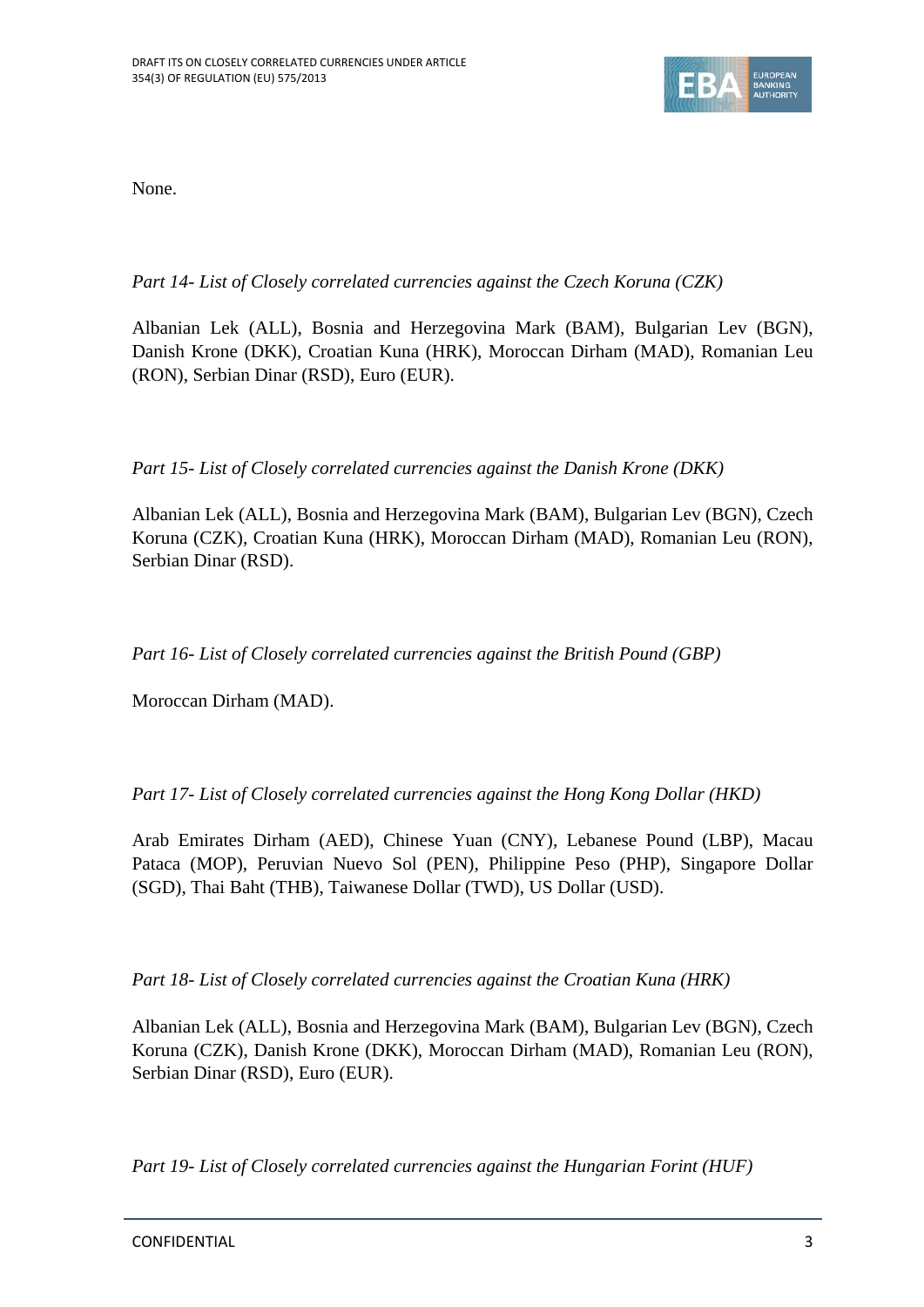None.

*Part 14- List of Closely correlated currencies against the Czech Koruna (CZK)*

Albanian Lek (ALL), Bosnia and Herzegovina Mark (BAM), Bulgarian Lev (BGN), Danish Krone (DKK), Croatian Kuna (HRK), Moroccan Dirham (MAD), Romanian Leu (RON), Serbian Dinar (RSD), Euro (EUR).

*Part 15- List of Closely correlated currencies against the Danish Krone (DKK)*

Albanian Lek (ALL), Bosnia and Herzegovina Mark (BAM), Bulgarian Lev (BGN), Czech Koruna (CZK), Croatian Kuna (HRK), Moroccan Dirham (MAD), Romanian Leu (RON), Serbian Dinar (RSD).

*Part 16- List of Closely correlated currencies against the British Pound (GBP)*

Moroccan Dirham (MAD).

*Part 17- List of Closely correlated currencies against the Hong Kong Dollar (HKD)*

Arab Emirates Dirham (AED), Chinese Yuan (CNY), Lebanese Pound (LBP), Macau Pataca (MOP), Peruvian Nuevo Sol (PEN), Philippine Peso (PHP), Singapore Dollar (SGD), Thai Baht (THB), Taiwanese Dollar (TWD), US Dollar (USD).

*Part 18- List of Closely correlated currencies against the Croatian Kuna (HRK)*

Albanian Lek (ALL), Bosnia and Herzegovina Mark (BAM), Bulgarian Lev (BGN), Czech Koruna (CZK), Danish Krone (DKK), Moroccan Dirham (MAD), Romanian Leu (RON), Serbian Dinar (RSD), Euro (EUR).

*Part 19- List of Closely correlated currencies against the Hungarian Forint (HUF)*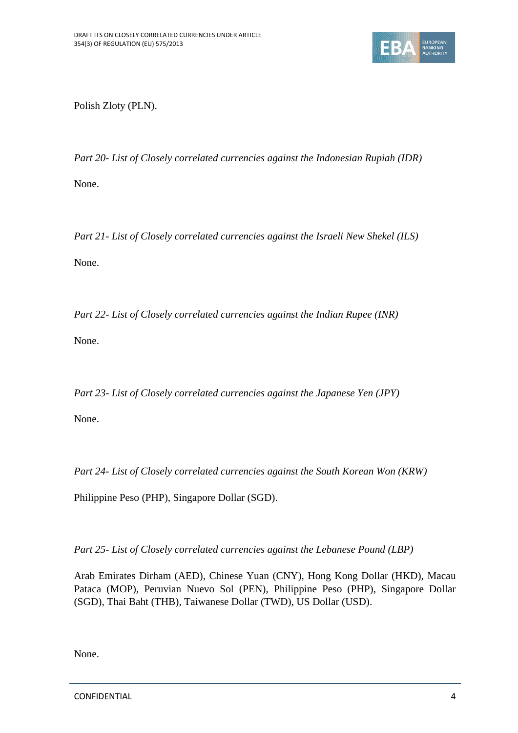Polish Zloty (PLN).

*Part 20- List of Closely correlated currencies against the Indonesian Rupiah (IDR)*

None.

*Part 21- List of Closely correlated currencies against the Israeli New Shekel (ILS)*

None.

*Part 22- List of Closely correlated currencies against the Indian Rupee (INR)*

None.

*Part 23- List of Closely correlated currencies against the Japanese Yen (JPY)*

None.

*Part 24- List of Closely correlated currencies against the South Korean Won (KRW)*

Philippine Peso (PHP), Singapore Dollar (SGD).

*Part 25- List of Closely correlated currencies against the Lebanese Pound (LBP)*

Arab Emirates Dirham (AED), Chinese Yuan (CNY), Hong Kong Dollar (HKD), Macau Pataca (MOP), Peruvian Nuevo Sol (PEN), Philippine Peso (PHP), Singapore Dollar (SGD), Thai Baht (THB), Taiwanese Dollar (TWD), US Dollar (USD).

None.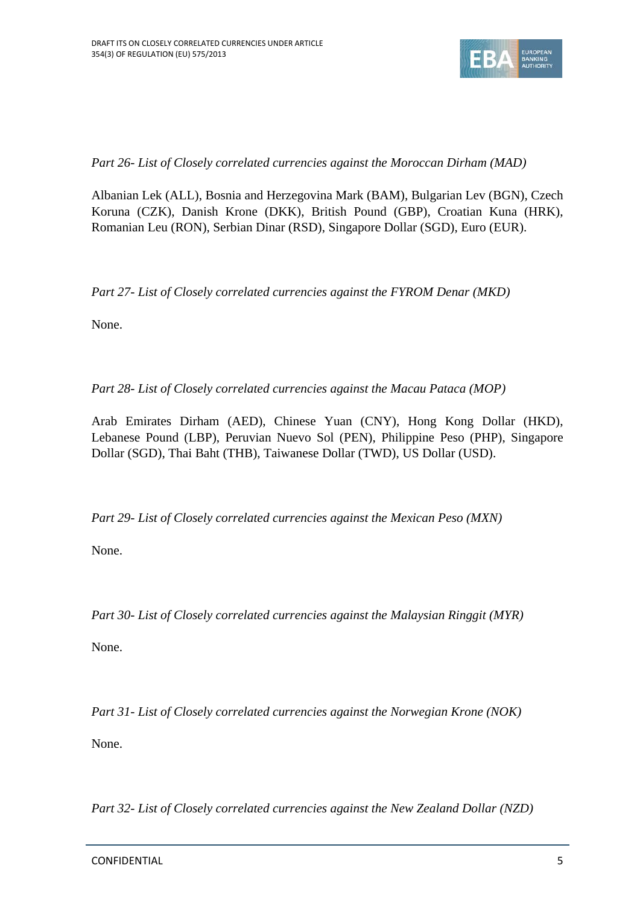*Part 26- List of Closely correlated currencies against the Moroccan Dirham (MAD)*

Albanian Lek (ALL), Bosnia and Herzegovina Mark (BAM), Bulgarian Lev (BGN), Czech Koruna (CZK), Danish Krone (DKK), British Pound (GBP), Croatian Kuna (HRK), Romanian Leu (RON), Serbian Dinar (RSD), Singapore Dollar (SGD), Euro (EUR).

*Part 27- List of Closely correlated currencies against the FYROM Denar (MKD)*

None.

*Part 28- List of Closely correlated currencies against the Macau Pataca (MOP)*

Arab Emirates Dirham (AED), Chinese Yuan (CNY), Hong Kong Dollar (HKD), Lebanese Pound (LBP), Peruvian Nuevo Sol (PEN), Philippine Peso (PHP), Singapore Dollar (SGD), Thai Baht (THB), Taiwanese Dollar (TWD), US Dollar (USD).

*Part 29- List of Closely correlated currencies against the Mexican Peso (MXN)*

None.

*Part 30- List of Closely correlated currencies against the Malaysian Ringgit (MYR)*

None.

*Part 31- List of Closely correlated currencies against the Norwegian Krone (NOK)*

None.

*Part 32- List of Closely correlated currencies against the New Zealand Dollar (NZD)*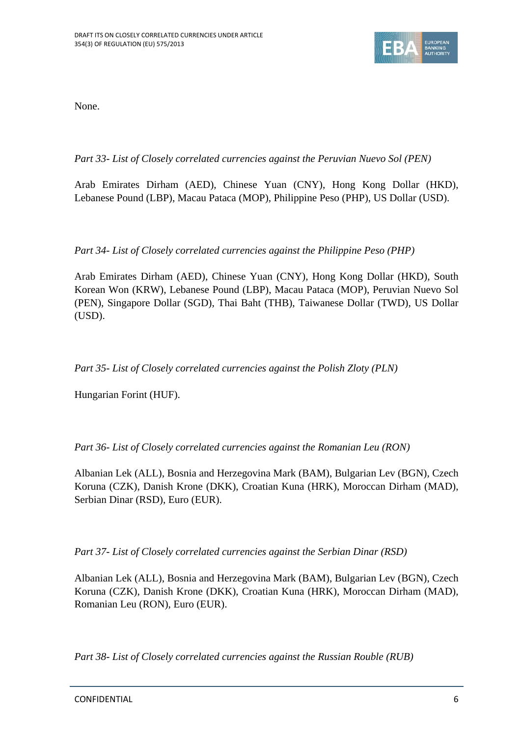None.

*Part 33- List of Closely correlated currencies against the Peruvian Nuevo Sol (PEN)*

Arab Emirates Dirham (AED), Chinese Yuan (CNY), Hong Kong Dollar (HKD), Lebanese Pound (LBP), Macau Pataca (MOP), Philippine Peso (PHP), US Dollar (USD).

*Part 34- List of Closely correlated currencies against the Philippine Peso (PHP)*

Arab Emirates Dirham (AED), Chinese Yuan (CNY), Hong Kong Dollar (HKD), South Korean Won (KRW), Lebanese Pound (LBP), Macau Pataca (MOP), Peruvian Nuevo Sol (PEN), Singapore Dollar (SGD), Thai Baht (THB), Taiwanese Dollar (TWD), US Dollar (USD).

*Part 35- List of Closely correlated currencies against the Polish Zloty (PLN)*

Hungarian Forint (HUF).

*Part 36- List of Closely correlated currencies against the Romanian Leu (RON)*

Albanian Lek (ALL), Bosnia and Herzegovina Mark (BAM), Bulgarian Lev (BGN), Czech Koruna (CZK), Danish Krone (DKK), Croatian Kuna (HRK), Moroccan Dirham (MAD), Serbian Dinar (RSD), Euro (EUR).

*Part 37- List of Closely correlated currencies against the Serbian Dinar (RSD)*

Albanian Lek (ALL), Bosnia and Herzegovina Mark (BAM), Bulgarian Lev (BGN), Czech Koruna (CZK), Danish Krone (DKK), Croatian Kuna (HRK), Moroccan Dirham (MAD), Romanian Leu (RON), Euro (EUR).

*Part 38- List of Closely correlated currencies against the Russian Rouble (RUB)*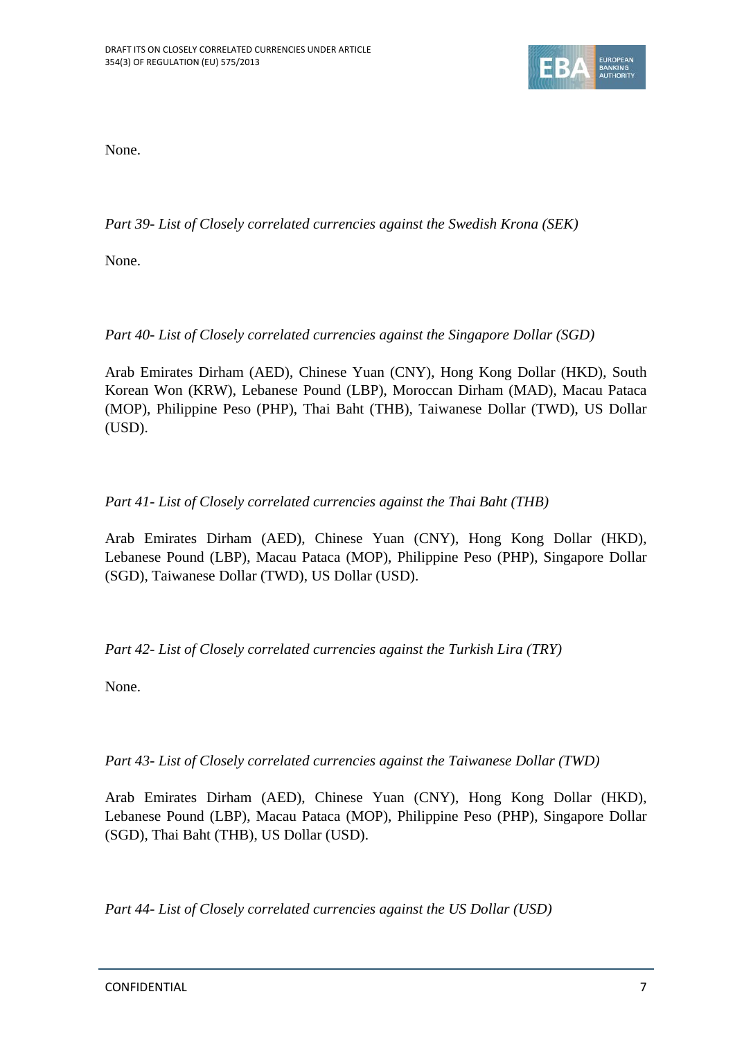None.

*Part 39- List of Closely correlated currencies against the Swedish Krona (SEK)*

None.

*Part 40- List of Closely correlated currencies against the Singapore Dollar (SGD)*

Arab Emirates Dirham (AED), Chinese Yuan (CNY), Hong Kong Dollar (HKD), South Korean Won (KRW), Lebanese Pound (LBP), Moroccan Dirham (MAD), Macau Pataca (MOP), Philippine Peso (PHP), Thai Baht (THB), Taiwanese Dollar (TWD), US Dollar (USD).

*Part 41- List of Closely correlated currencies against the Thai Baht (THB)*

Arab Emirates Dirham (AED), Chinese Yuan (CNY), Hong Kong Dollar (HKD), Lebanese Pound (LBP), Macau Pataca (MOP), Philippine Peso (PHP), Singapore Dollar (SGD), Taiwanese Dollar (TWD), US Dollar (USD).

*Part 42- List of Closely correlated currencies against the Turkish Lira (TRY)*

None.

*Part 43- List of Closely correlated currencies against the Taiwanese Dollar (TWD)*

Arab Emirates Dirham (AED), Chinese Yuan (CNY), Hong Kong Dollar (HKD), Lebanese Pound (LBP), Macau Pataca (MOP), Philippine Peso (PHP), Singapore Dollar (SGD), Thai Baht (THB), US Dollar (USD).

*Part 44- List of Closely correlated currencies against the US Dollar (USD)*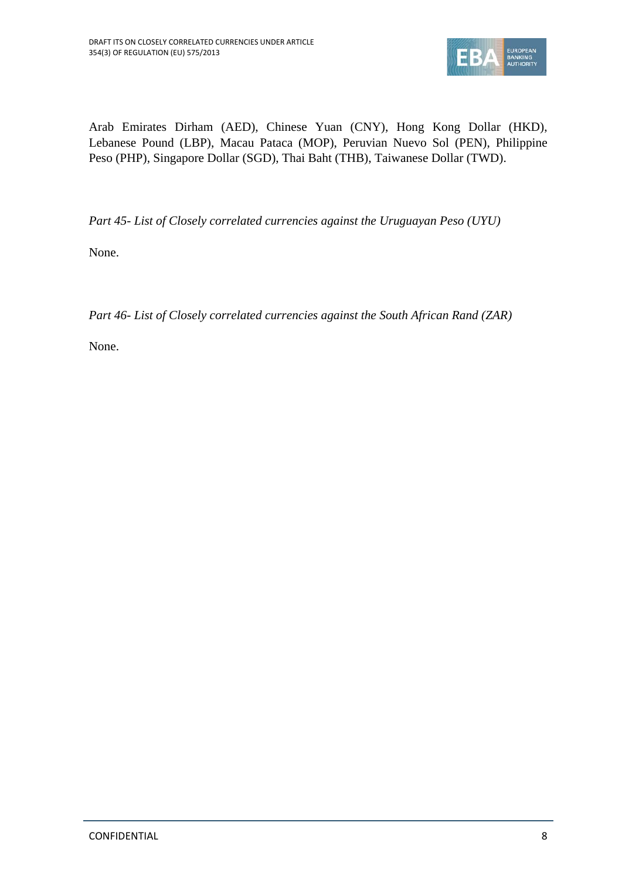Arab Emirates Dirham (AED), Chinese Yuan (CNY), Hong Kong Dollar (HKD), Lebanese Pound (LBP), Macau Pataca (MOP), Peruvian Nuevo Sol (PEN), Philippine Peso (PHP), Singapore Dollar (SGD), Thai Baht (THB), Taiwanese Dollar (TWD).

*Part 45- List of Closely correlated currencies against the Uruguayan Peso (UYU)*

None.

*Part 46- List of Closely correlated currencies against the South African Rand (ZAR)*

None.